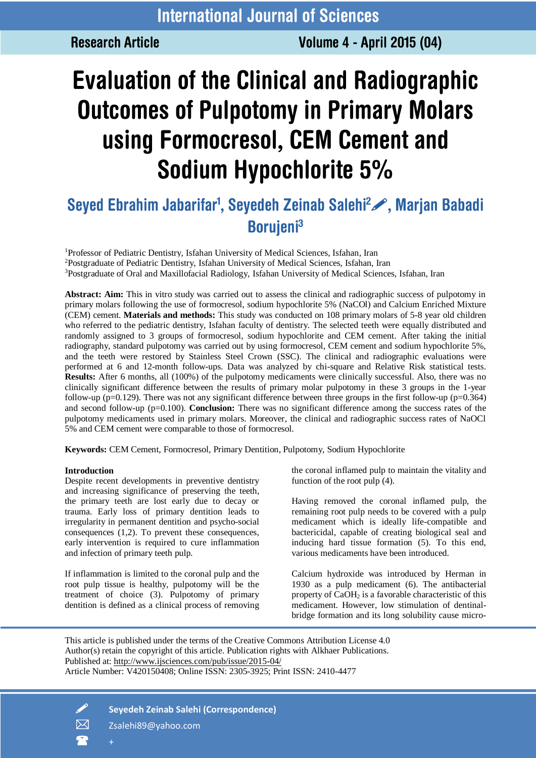# Evaluation of the Clinical and Radiographic Outcomes of Pulpotomy in Primary Molars using Formocresol, CEM Cement and Sodium Hypochlorite 5%

**Seyed Ebrahim Jabarifar[1], Seyedeh Zeinab Salehi[2], Marjan Babadi Borujeni[3]**

[1]Professor of Pediatric Dentistry, Isfahan University of Medical Sciences, Isfahan, Iran
[2]Postgraduate of Pediatric Dentistry, Isfahan University of Medical Sciences, Isfahan, Iran
[3]Postgraduate of Oral and Maxillofacial Radiology, Isfahan University of Medical Sciences, Isfahan, Iran

**Abstract: Aim:** This in vitro study was carried out to assess the clinical and radiographic success of pulpotomy in primary molars following the use of formocresol, sodium hypochlorite 5% (NaCOl) and Calcium Enriched Mixture (CEM) cement. **Materials and methods:** This study was conducted on 108 primary molars of 5-8 year old children who referred to the pediatric dentistry, Isfahan faculty of dentistry. The selected teeth were equally distributed and randomly assigned to 3 groups of formocresol, sodium hypochlorite and CEM cement. After taking the initial radiography, standard pulpotomy was carried out by using formocresol, CEM cement and sodium hypochlorite 5%, and the teeth were restored by Stainless Steel Crown (SSC). The clinical and radiographic evaluations were performed at 6 and 12-month follow-ups. Data was analyzed by chi-square and Relative Risk statistical tests. **Results:** After 6 months, all (100%) of the pulpotomy medicaments were clinically successful. Also, there was no clinically significant difference between the results of primary molar pulpotomy in these 3 groups in the 1-year follow-up (p=0.129). There was not any significant difference between three groups in the first follow-up (p=0.364) and second follow-up (p=0.100). **Conclusion:** There was no significant difference among the success rates of the pulpotomy medicaments used in primary molars. Moreover, the clinical and radiographic success rates of NaOCl 5% and CEM cement were comparable to those of formocresol.

**Keywords:** CEM Cement, Formocresol, Primary Dentition, Pulpotomy, Sodium Hypochlorite

## Introduction

Despite recent developments in preventive dentistry and increasing significance of preserving the teeth, the primary teeth are lost early due to decay or trauma. Early loss of primary dentition leads to irregularity in permanent dentition and psycho-social consequences (1,2). To prevent these consequences, early intervention is required to cure inflammation and infection of primary teeth pulp.

If inflammation is limited to the coronal pulp and the root pulp tissue is healthy, pulpotomy will be the treatment of choice (3). Pulpotomy of primary dentition is defined as a clinical process of removing the coronal inflamed pulp to maintain the vitality and function of the root pulp (4).

Having removed the coronal inflamed pulp, the remaining root pulp needs to be covered with a pulp medicament which is ideally life-compatible and bactericidal, capable of creating biological seal and inducing hard tissue formation (5). To this end, various medicaments have been introduced.

Calcium hydroxide was introduced by Herman in 1930 as a pulp medicament (6). The antibacterial property of $CaOH_2$ is a favorable characteristic of this medicament. However, low stimulation of dentinal-bridge formation and its long solubility cause micro-

This article is published under the terms of the Creative Commons Attribution License 4.0
Author(s) retain the copyright of this article. Publication rights with Alkhaer Publications.
Published at: http://www.ijsciences.com/pub/issue/2015-04/
Article Number: V420150408; Online ISSN: 2305-3925; Print ISSN: 2410-4477

**Seyedeh Zeinab Salehi (Correspondence)**
Zsalehi89@yahoo.com
+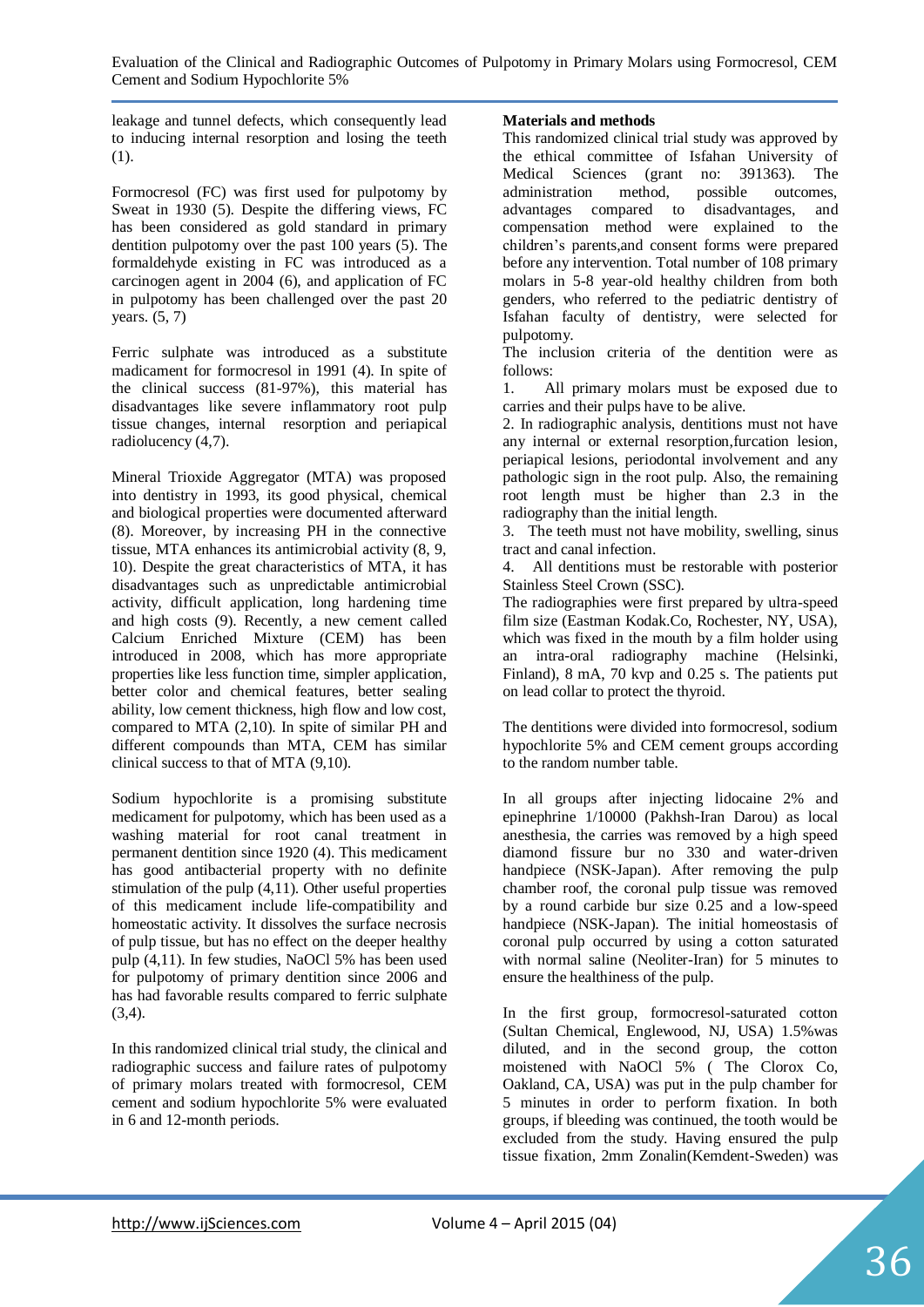leakage and tunnel defects, which consequently lead to inducing internal resorption and losing the teeth (1).

Formocresol (FC) was first used for pulpotomy by Sweat in 1930 (5). Despite the differing views, FC has been considered as gold standard in primary dentition pulpotomy over the past 100 years (5). The formaldehyde existing in FC was introduced as a carcinogen agent in 2004 (6), and application of FC in pulpotomy has been challenged over the past 20 years. (5, 7)

Ferric sulphate was introduced as a substitute madicament for formocresol in 1991 (4). In spite of the clinical success (81-97%), this material has disadvantages like severe inflammatory root pulp tissue changes, internal resorption and periapical radiolucency (4,7).

Mineral Trioxide Aggregator (MTA) was proposed into dentistry in 1993, its good physical, chemical and biological properties were documented afterward (8). Moreover, by increasing PH in the connective tissue, MTA enhances its antimicrobial activity (8, 9, 10). Despite the great characteristics of MTA, it has disadvantages such as unpredictable antimicrobial activity, difficult application, long hardening time and high costs (9). Recently, a new cement called Calcium Enriched Mixture (CEM) has been introduced in 2008, which has more appropriate properties like less function time, simpler application, better color and chemical features, better sealing ability, low cement thickness, high flow and low cost, compared to MTA (2,10). In spite of similar PH and different compounds than MTA, CEM has similar clinical success to that of MTA (9,10).

Sodium hypochlorite is a promising substitute medicament for pulpotomy, which has been used as a washing material for root canal treatment in permanent dentition since 1920 (4). This medicament has good antibacterial property with no definite stimulation of the pulp (4,11). Other useful properties of this medicament include life-compatibility and homeostatic activity. It dissolves the surface necrosis of pulp tissue, but has no effect on the deeper healthy pulp (4,11). In few studies, NaOCl 5% has been used for pulpotomy of primary dentition since 2006 and has had favorable results compared to ferric sulphate (3,4).

In this randomized clinical trial study, the clinical and radiographic success and failure rates of pulpotomy of primary molars treated with formocresol, CEM cement and sodium hypochlorite 5% were evaluated in 6 and 12-month periods.

**Materials and methods**

This randomized clinical trial study was approved by the ethical committee of Isfahan University of Medical Sciences (grant no: 391363). The administration method, possible outcomes, advantages compared to disadvantages, and compensation method were explained to the children's parents,and consent forms were prepared before any intervention. Total number of 108 primary molars in 5-8 year-old healthy children from both genders, who referred to the pediatric dentistry of Isfahan faculty of dentistry, were selected for pulpotomy.

The inclusion criteria of the dentition were as follows:

1. All primary molars must be exposed due to carries and their pulps have to be alive.
2. In radiographic analysis, dentitions must not have any internal or external resorption,furcation lesion, periapical lesions, periodontal involvement and any pathologic sign in the root pulp. Also, the remaining root length must be higher than 2.3 in the radiography than the initial length.
3. The teeth must not have mobility, swelling, sinus tract and canal infection.
4. All dentitions must be restorable with posterior Stainless Steel Crown (SSC).

The radiographies were first prepared by ultra-speed film size (Eastman Kodak.Co, Rochester, NY, USA), which was fixed in the mouth by a film holder using an intra-oral radiography machine (Helsinki, Finland), 8 mA, 70 kvp and 0.25 s. The patients put on lead collar to protect the thyroid.

The dentitions were divided into formocresol, sodium hypochlorite 5% and CEM cement groups according to the random number table.

In all groups after injecting lidocaine 2% and epinephrine 1/10000 (Pakhsh-Iran Darou) as local anesthesia, the carries was removed by a high speed diamond fissure bur no 330 and water-driven handpiece (NSK-Japan). After removing the pulp chamber roof, the coronal pulp tissue was removed by a round carbide bur size 0.25 and a low-speed handpiece (NSK-Japan). The initial homeostasis of coronal pulp occurred by using a cotton saturated with normal saline (Neoliter-Iran) for 5 minutes to ensure the healthiness of the pulp.

In the first group, formocresol-saturated cotton (Sultan Chemical, Englewood, NJ, USA) 1.5%was diluted, and in the second group, the cotton moistened with NaOCl 5% ( The Clorox Co, Oakland, CA, USA) was put in the pulp chamber for 5 minutes in order to perform fixation. In both groups, if bleeding was continued, the tooth would be excluded from the study. Having ensured the pulp tissue fixation, 2mm Zonalin(Kemdent-Sweden) was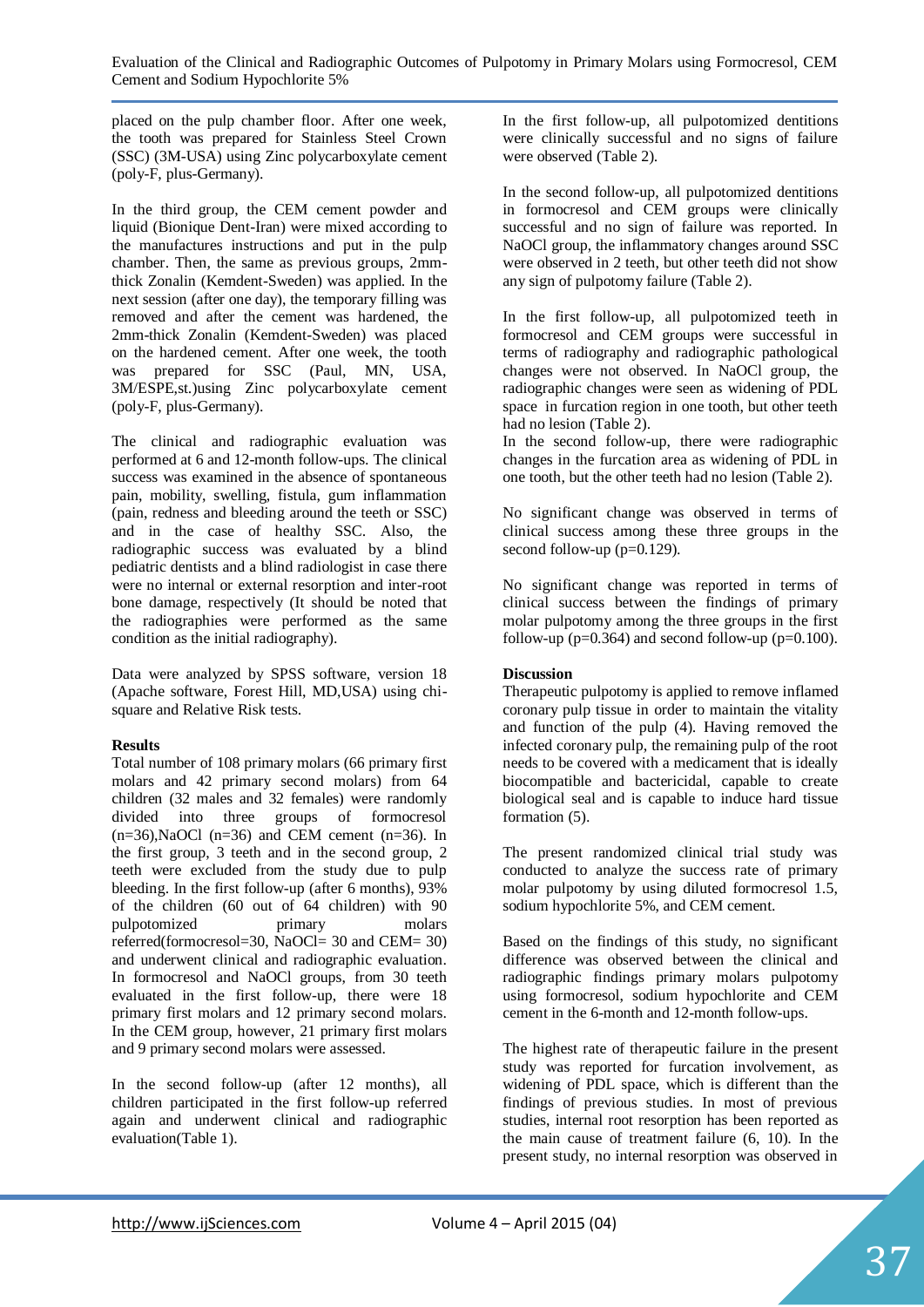placed on the pulp chamber floor. After one week, the tooth was prepared for Stainless Steel Crown (SSC) (3M-USA) using Zinc polycarboxylate cement (poly-F, plus-Germany).

In the third group, the CEM cement powder and liquid (Bionique Dent-Iran) were mixed according to the manufactures instructions and put in the pulp chamber. Then, the same as previous groups, 2mm-thick Zonalin (Kemdent-Sweden) was applied. In the next session (after one day), the temporary filling was removed and after the cement was hardened, the 2mm-thick Zonalin (Kemdent-Sweden) was placed on the hardened cement. After one week, the tooth was prepared for SSC (Paul, MN, USA, 3M/ESPE,st.)using Zinc polycarboxylate cement (poly-F, plus-Germany).

The clinical and radiographic evaluation was performed at 6 and 12-month follow-ups. The clinical success was examined in the absence of spontaneous pain, mobility, swelling, fistula, gum inflammation (pain, redness and bleeding around the teeth or SSC) and in the case of healthy SSC. Also, the radiographic success was evaluated by a blind pediatric dentists and a blind radiologist in case there were no internal or external resorption and inter-root bone damage, respectively (It should be noted that the radiographies were performed as the same condition as the initial radiography).

Data were analyzed by SPSS software, version 18 (Apache software, Forest Hill, MD,USA) using chi-square and Relative Risk tests.

**Results**

Total number of 108 primary molars (66 primary first molars and 42 primary second molars) from 64 children (32 males and 32 females) were randomly divided into three groups of formocresol (n=36),NaOCl (n=36) and CEM cement (n=36). In the first group, 3 teeth and in the second group, 2 teeth were excluded from the study due to pulp bleeding. In the first follow-up (after 6 months), 93% of the children (60 out of 64 children) with 90 pulpotomized primary molars referred(formocresol=30, NaOCl= 30 and CEM= 30) and underwent clinical and radiographic evaluation. In formocresol and NaOCl groups, from 30 teeth evaluated in the first follow-up, there were 18 primary first molars and 12 primary second molars. In the CEM group, however, 21 primary first molars and 9 primary second molars were assessed.

In the second follow-up (after 12 months), all children participated in the first follow-up referred again and underwent clinical and radiographic evaluation(Table 1).

In the first follow-up, all pulpotomized dentitions were clinically successful and no signs of failure were observed (Table 2).

In the second follow-up, all pulpotomized dentitions in formocresol and CEM groups were clinically successful and no sign of failure was reported. In NaOCl group, the inflammatory changes around SSC were observed in 2 teeth, but other teeth did not show any sign of pulpotomy failure (Table 2).

In the first follow-up, all pulpotomized teeth in formocresol and CEM groups were successful in terms of radiography and radiographic pathological changes were not observed. In NaOCl group, the radiographic changes were seen as widening of PDL space in furcation region in one tooth, but other teeth had no lesion (Table 2).

In the second follow-up, there were radiographic changes in the furcation area as widening of PDL in one tooth, but the other teeth had no lesion (Table 2).

No significant change was observed in terms of clinical success among these three groups in the second follow-up (p=0.129).

No significant change was reported in terms of clinical success between the findings of primary molar pulpotomy among the three groups in the first follow-up (p=0.364) and second follow-up (p=0.100).

**Discussion**

Therapeutic pulpotomy is applied to remove inflamed coronary pulp tissue in order to maintain the vitality and function of the pulp (4). Having removed the infected coronary pulp, the remaining pulp of the root needs to be covered with a medicament that is ideally biocompatible and bactericidal, capable to create biological seal and is capable to induce hard tissue formation (5).

The present randomized clinical trial study was conducted to analyze the success rate of primary molar pulpotomy by using diluted formocresol 1.5, sodium hypochlorite 5%, and CEM cement.

Based on the findings of this study, no significant difference was observed between the clinical and radiographic findings primary molars pulpotomy using formocresol, sodium hypochlorite and CEM cement in the 6-month and 12-month follow-ups.

The highest rate of therapeutic failure in the present study was reported for furcation involvement, as widening of PDL space, which is different than the findings of previous studies. In most of previous studies, internal root resorption has been reported as the main cause of treatment failure (6, 10). In the present study, no internal resorption was observed in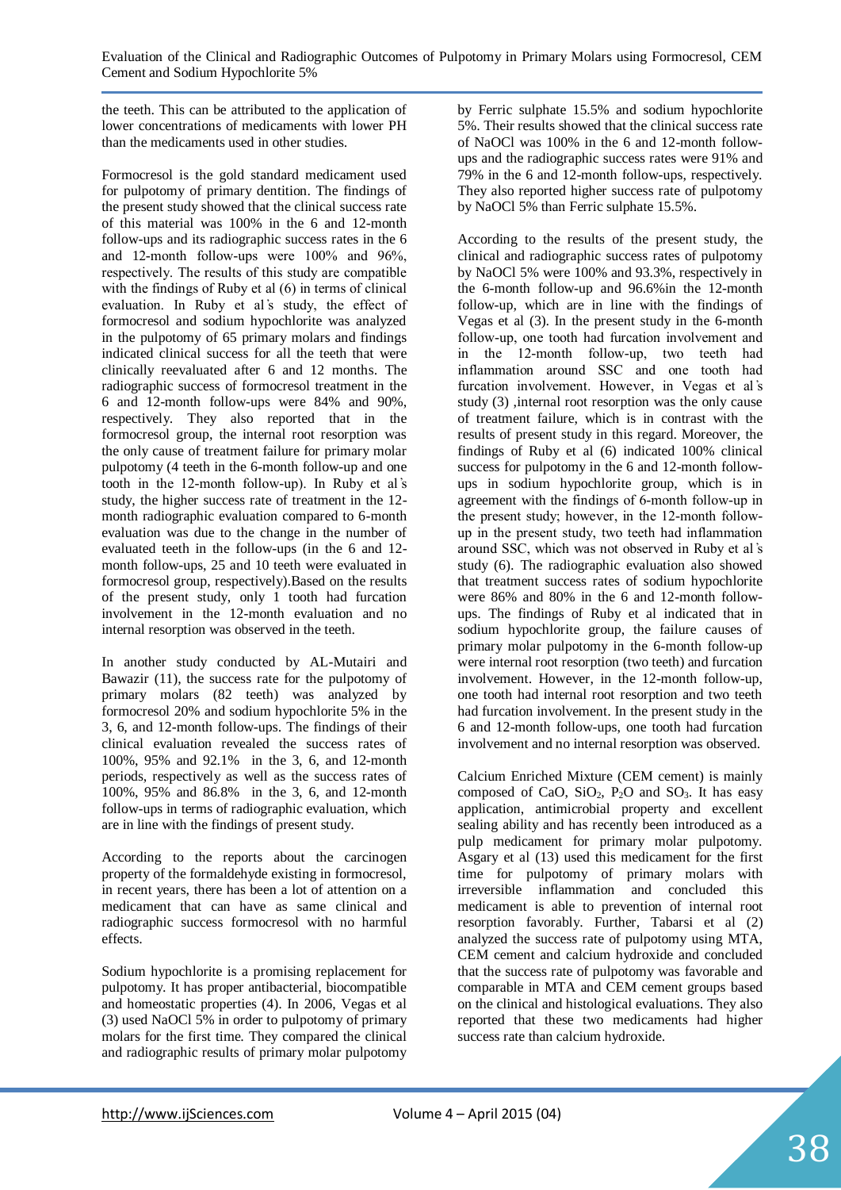the teeth. This can be attributed to the application of lower concentrations of medicaments with lower PH than the medicaments used in other studies.

Formocresol is the gold standard medicament used for pulpotomy of primary dentition. The findings of the present study showed that the clinical success rate of this material was 100% in the 6 and 12-month follow-ups and its radiographic success rates in the 6 and 12-month follow-ups were 100% and 96%, respectively. The results of this study are compatible with the findings of Ruby et al (6) in terms of clinical evaluation. In Ruby et al's study, the effect of formocresol and sodium hypochlorite was analyzed in the pulpotomy of 65 primary molars and findings indicated clinical success for all the teeth that were clinically reevaluated after 6 and 12 months. The radiographic success of formocresol treatment in the 6 and 12-month follow-ups were 84% and 90%, respectively. They also reported that in the formocresol group, the internal root resorption was the only cause of treatment failure for primary molar pulpotomy (4 teeth in the 6-month follow-up and one tooth in the 12-month follow-up). In Ruby et al's study, the higher success rate of treatment in the 12-month radiographic evaluation compared to 6-month evaluation was due to the change in the number of evaluated teeth in the follow-ups (in the 6 and 12-month follow-ups, 25 and 10 teeth were evaluated in formocresol group, respectively).Based on the results of the present study, only 1 tooth had furcation involvement in the 12-month evaluation and no internal resorption was observed in the teeth.

In another study conducted by AL-Mutairi and Bawazir (11), the success rate for the pulpotomy of primary molars (82 teeth) was analyzed by formocresol 20% and sodium hypochlorite 5% in the 3, 6, and 12-month follow-ups. The findings of their clinical evaluation revealed the success rates of 100%, 95% and 92.1% in the 3, 6, and 12-month periods, respectively as well as the success rates of 100%, 95% and 86.8% in the 3, 6, and 12-month follow-ups in terms of radiographic evaluation, which are in line with the findings of present study.

According to the reports about the carcinogen property of the formaldehyde existing in formocresol, in recent years, there has been a lot of attention on a medicament that can have as same clinical and radiographic success formocresol with no harmful effects.

Sodium hypochlorite is a promising replacement for pulpotomy. It has proper antibacterial, biocompatible and homeostatic properties (4). In 2006, Vegas et al (3) used NaOCl 5% in order to pulpotomy of primary molars for the first time. They compared the clinical and radiographic results of primary molar pulpotomy by Ferric sulphate 15.5% and sodium hypochlorite 5%. Their results showed that the clinical success rate of NaOCl was 100% in the 6 and 12-month follow-ups and the radiographic success rates were 91% and 79% in the 6 and 12-month follow-ups, respectively. They also reported higher success rate of pulpotomy by NaOCl 5% than Ferric sulphate 15.5%.

According to the results of the present study, the clinical and radiographic success rates of pulpotomy by NaOCl 5% were 100% and 93.3%, respectively in the 6-month follow-up and 96.6%in the 12-month follow-up, which are in line with the findings of Vegas et al (3). In the present study in the 6-month follow-up, one tooth had furcation involvement and in the 12-month follow-up, two teeth had inflammation around SSC and one tooth had furcation involvement. However, in Vegas et al's study (3) ,internal root resorption was the only cause of treatment failure, which is in contrast with the results of present study in this regard. Moreover, the findings of Ruby et al (6) indicated 100% clinical success for pulpotomy in the 6 and 12-month follow-ups in sodium hypochlorite group, which is in agreement with the findings of 6-month follow-up in the present study; however, in the 12-month follow-up in the present study, two teeth had inflammation around SSC, which was not observed in Ruby et al's study (6). The radiographic evaluation also showed that treatment success rates of sodium hypochlorite were 86% and 80% in the 6 and 12-month follow-ups. The findings of Ruby et al indicated that in sodium hypochlorite group, the failure causes of primary molar pulpotomy in the 6-month follow-up were internal root resorption (two teeth) and furcation involvement. However, in the 12-month follow-up, one tooth had internal root resorption and two teeth had furcation involvement. In the present study in the 6 and 12-month follow-ups, one tooth had furcation involvement and no internal resorption was observed.

Calcium Enriched Mixture (CEM cement) is mainly composed of CaO, $SiO_2$, $P_2O$ and $SO_3$. It has easy application, antimicrobial property and excellent sealing ability and has recently been introduced as a pulp medicament for primary molar pulpotomy. Asgary et al (13) used this medicament for the first time for pulpotomy of primary molars with irreversible inflammation and concluded this medicament is able to prevention of internal root resorption favorably. Further, Tabarsi et al (2) analyzed the success rate of pulpotomy using MTA, CEM cement and calcium hydroxide and concluded that the success rate of pulpotomy was favorable and comparable in MTA and CEM cement groups based on the clinical and histological evaluations. They also reported that these two medicaments had higher success rate than calcium hydroxide.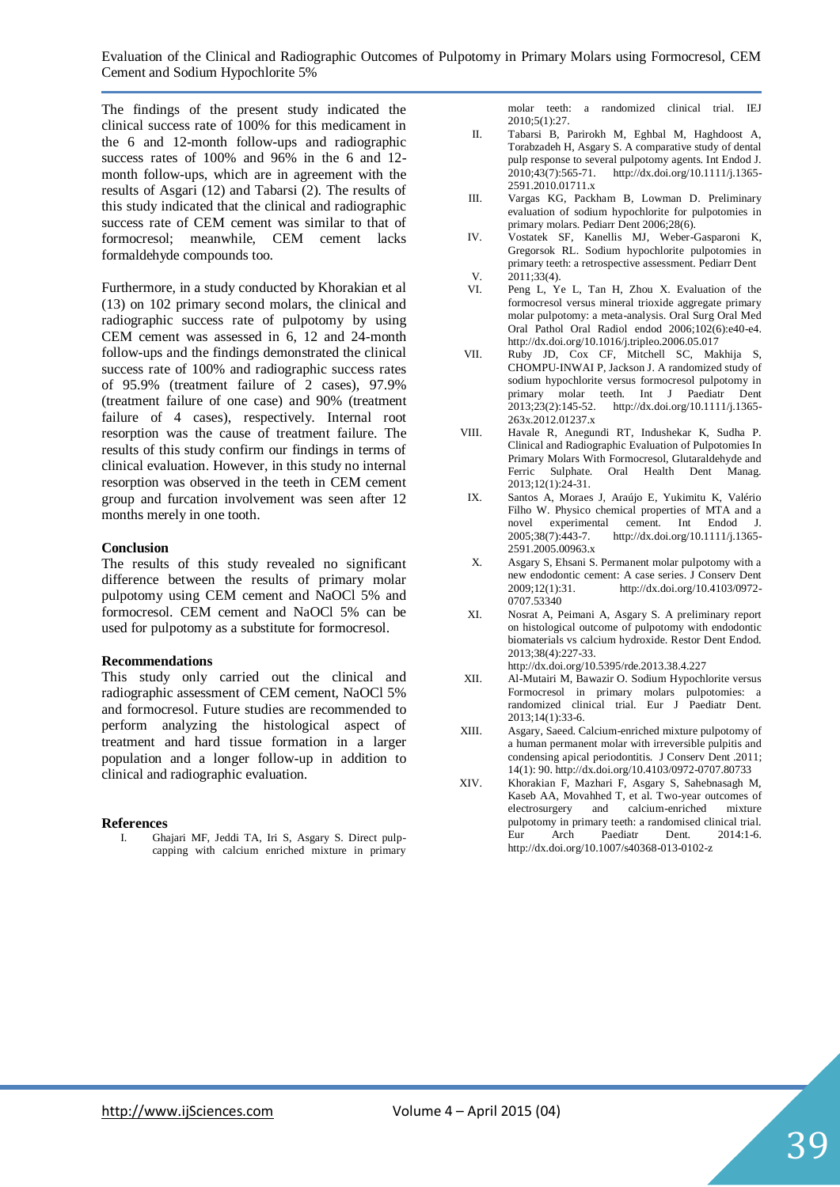The findings of the present study indicated the clinical success rate of 100% for this medicament in the 6 and 12-month follow-ups and radiographic success rates of 100% and 96% in the 6 and 12-month follow-ups, which are in agreement with the results of Asgari (12) and Tabarsi (2). The results of this study indicated that the clinical and radiographic success rate of CEM cement was similar to that of formocresol; meanwhile, CEM cement lacks formaldehyde compounds too.

Furthermore, in a study conducted by Khorakian et al (13) on 102 primary second molars, the clinical and radiographic success rate of pulpotomy by using CEM cement was assessed in 6, 12 and 24-month follow-ups and the findings demonstrated the clinical success rate of 100% and radiographic success rates of 95.9% (treatment failure of 2 cases), 97.9% (treatment failure of one case) and 90% (treatment failure of 4 cases), respectively. Internal root resorption was the cause of treatment failure. The results of this study confirm our findings in terms of clinical evaluation. However, in this study no internal resorption was observed in the teeth in CEM cement group and furcation involvement was seen after 12 months merely in one tooth.

**Conclusion**

The results of this study revealed no significant difference between the results of primary molar pulpotomy using CEM cement and NaOCl 5% and formocresol. CEM cement and NaOCl 5% can be used for pulpotomy as a substitute for formocresol.

**Recommendations**

This study only carried out the clinical and radiographic assessment of CEM cement, NaOCl 5% and formocresol. Future studies are recommended to perform analyzing the histological aspect of treatment and hard tissue formation in a larger population and a longer follow-up in addition to clinical and radiographic evaluation.

**References**

I. Ghajari MF, Jeddi TA, Iri S, Asgary S. Direct pulp-capping with calcium enriched mixture in primary molar teeth: a randomized clinical trial. IEJ 2010;5(1):27.

II. Tabarsi B, Parirokh M, Eghbal M, Haghdoost A, Torabzadeh H, Asgary S. A comparative study of dental pulp response to several pulpotomy agents. Int Endod J. 2010;43(7):565-71. http://dx.doi.org/10.1111/j.1365-2591.2010.01711.x

III. Vargas KG, Packham B, Lowman D. Preliminary evaluation of sodium hypochlorite for pulpotomies in primary molars. Pediarr Dent 2006;28(6).

IV. Vostatek SF, Kanellis MJ, Weber-Gasparoni K, Gregorsok RL. Sodium hypochlorite pulpotomies in primary teeth: a retrospective assessment. Pediarr Dent

V. 2011;33(4).

VI. Peng L, Ye L, Tan H, Zhou X. Evaluation of the formocresol versus mineral trioxide aggregate primary molar pulpotomy: a meta-analysis. Oral Surg Oral Med Oral Pathol Oral Radiol endod 2006;102(6):e40-e4. http://dx.doi.org/10.1016/j.tripleo.2006.05.017

VII. Ruby JD, Cox CF, Mitchell SC, Makhija S, CHOMPU-INWAI P, Jackson J. A randomized study of sodium hypochlorite versus formocresol pulpotomy in primary molar teeth. Int J Paediatr Dent 2013;23(2):145-52. http://dx.doi.org/10.1111/j.1365-263x.2012.01237.x

VIII. Havale R, Anegundi RT, Indushekar K, Sudha P. Clinical and Radiographic Evaluation of Pulpotomies In Primary Molars With Formocresol, Glutaraldehyde and Ferric Sulphate. Oral Health Dent Manag. 2013;12(1):24-31.

IX. Santos A, Moraes J, Araújo E, Yukimitu K, Valério Filho W. Physico chemical properties of MTA and a novel experimental cement. Int Endod J. 2005;38(7):443-7. http://dx.doi.org/10.1111/j.1365-2591.2005.00963.x

X. Asgary S, Ehsani S. Permanent molar pulpotomy with a new endodontic cement: A case series. J Conserv Dent 2009;12(1):31. http://dx.doi.org/10.4103/0972-0707.53340

XI. Nosrat A, Peimani A, Asgary S. A preliminary report on histological outcome of pulpotomy with endodontic biomaterials vs calcium hydroxide. Restor Dent Endod. 2013;38(4):227-33. http://dx.doi.org/10.5395/rde.2013.38.4.227

XII. Al-Mutairi M, Bawazir O. Sodium Hypochlorite versus Formocresol in primary molars pulpotomies: a randomized clinical trial. Eur J Paediatr Dent. 2013;14(1):33-6.

XIII. Asgary, Saeed. Calcium-enriched mixture pulpotomy of a human permanent molar with irreversible pulpitis and condensing apical periodontitis. J Conserv Dent .2011; 14(1): 90. http://dx.doi.org/10.4103/0972-0707.80733

XIV. Khorakian F, Mazhari F, Asgary S, Sahebnasagh M, Kaseb AA, Movahhed T, et al. Two-year outcomes of electrosurgery and calcium-enriched mixture pulpotomy in primary teeth: a randomised clinical trial. Eur Arch Paediatr Dent. 2014:1-6. http://dx.doi.org/10.1007/s40368-013-0102-z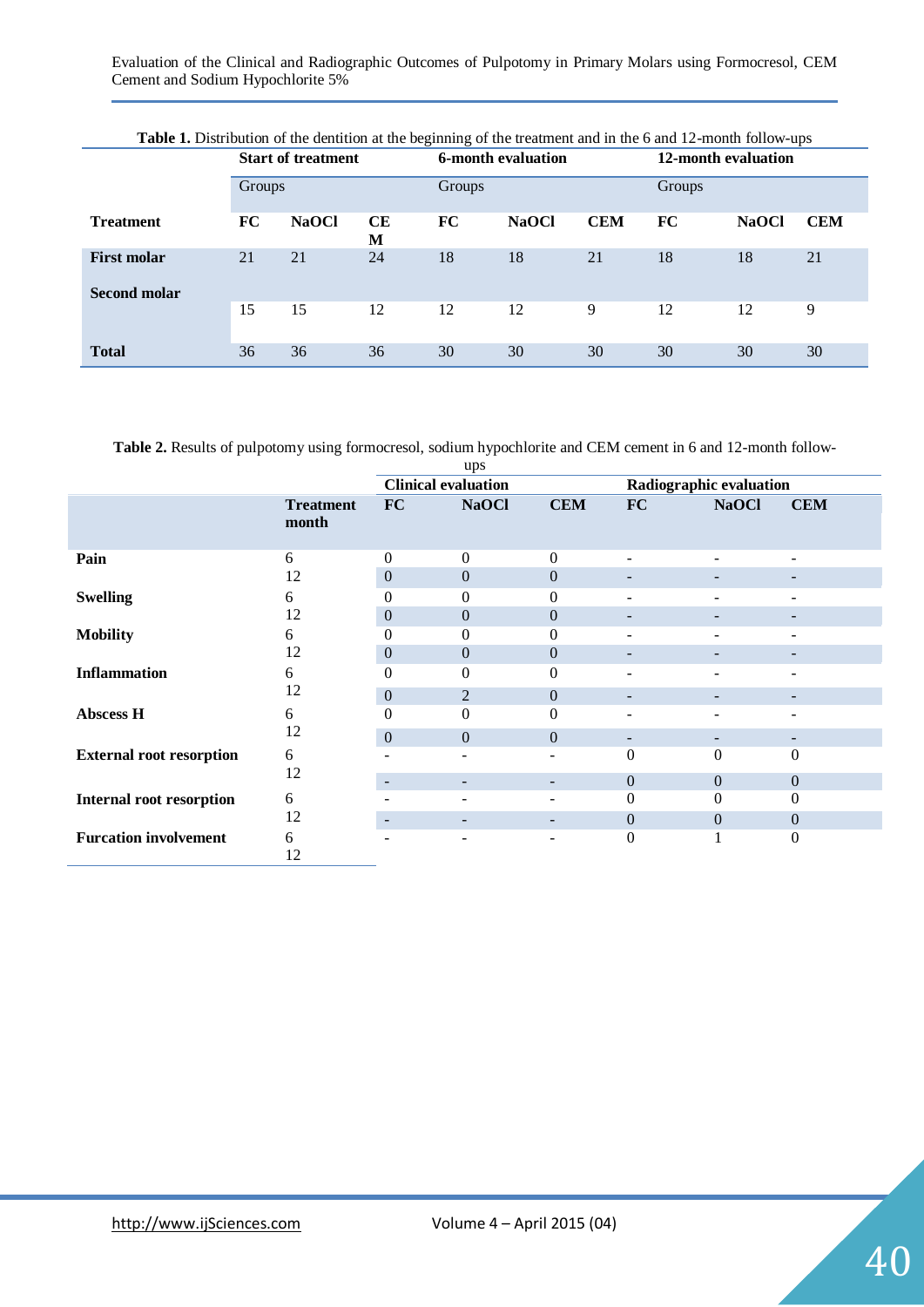**Table 1.** Distribution of the dentition at the beginning of the treatment and in the 6 and 12-month follow-ups

| | Start of treatment | | | 6-month evaluation | | | 12-month evaluation | | |
|---|---|---|---|---|---|---|---|---|---|
| | Groups | | | Groups | | | Groups | | |
| **Treatment** | **FC** | **NaOCl** | **CEM** | **FC** | **NaOCl** | **CEM** | **FC** | **NaOCl** | **CEM** |
| **First molar** | 21 | 21 | 24 | 18 | 18 | 21 | 18 | 18 | 21 |
| **Second molar** | 15 | 15 | 12 | 12 | 12 | 9 | 12 | 12 | 9 |
| **Total** | 36 | 36 | 36 | 30 | 30 | 30 | 30 | 30 | 30 |

**Table 2.** Results of pulpotomy using formocresol, sodium hypochlorite and CEM cement in 6 and 12-month follow-ups

| | | Clinical evaluation | | | Radiographic evaluation | | |
|---|---|---|---|---|---|---|---|
| | **Treatment month** | **FC** | **NaOCl** | **CEM** | **FC** | **NaOCl** | **CEM** |
| **Pain** | 6 | 0 | 0 | 0 | - | - | - |
| | 12 | 0 | 0 | 0 | - | - | - |
| **Swelling** | 6 | 0 | 0 | 0 | - | - | - |
| | 12 | 0 | 0 | 0 | - | - | - |
| **Mobility** | 6 | 0 | 0 | 0 | - | - | - |
| | 12 | 0 | 0 | 0 | - | - | - |
| **Inflammation** | 6 | 0 | 0 | 0 | - | - | - |
| | 12 | 0 | 2 | 0 | - | - | - |
| **Abscess H** | 6 | 0 | 0 | 0 | - | - | - |
| | 12 | 0 | 0 | 0 | - | - | - |
| **External root resorption** | 6 | - | - | - | 0 | 0 | 0 |
| | 12 | - | - | - | 0 | 0 | 0 |
| **Internal root resorption** | 6 | - | - | - | 0 | 0 | 0 |
| | 12 | - | - | - | 0 | 0 | 0 |
| **Furcation involvement** | 6 | - | - | - | 0 | 1 | 0 |
| | 12 | | | | | | |